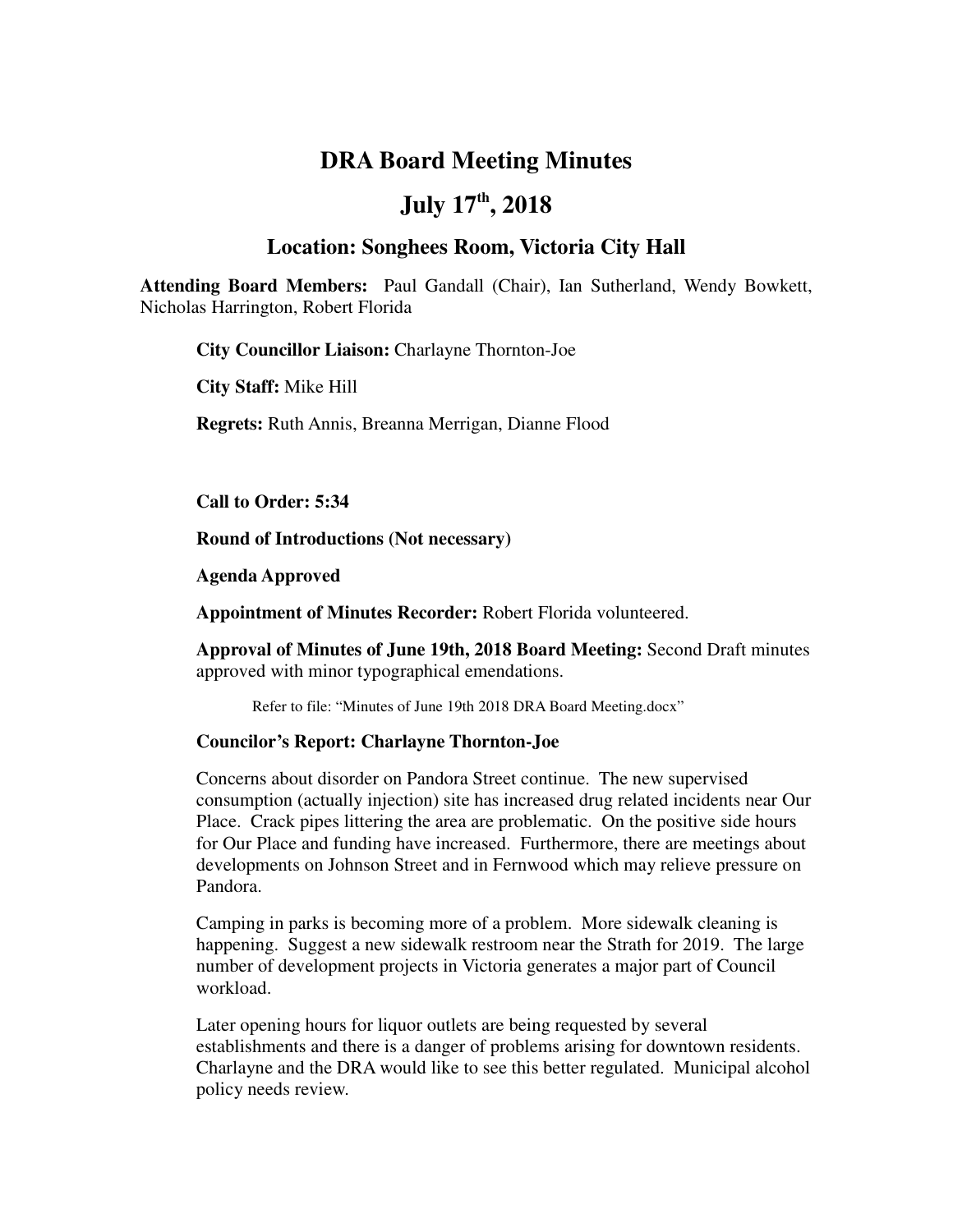# DRA Board Meeting Minutes

# July 17th, 2018

## Location: Songhees Room, Victoria City Hall

**Attending Board Members:** Paul Gandall (Chair), Ian Sutherland, Wendy Bowkett, Nicholas Harrington, Robert Florida

**City Councillor Liaison:** Charlayne Thornton-Joe

**City Staff:** Mike Hill

**Regrets:** Ruth Annis, Breanna Merrigan, Dianne Flood

**Call to Order: 5:34**

**Round of Introductions (Not necessary)**

**Agenda Approved**

**Appointment of Minutes Recorder:** Robert Florida volunteered.

**Approval of Minutes of June 19th, 2018 Board Meeting:** Second Draft minutes approved with minor typographical emendations.

Refer to file: "Minutes of June 19th 2018 DRA Board Meeting.docx"

**Councilor's Report: Charlayne Thornton-Joe**

Concerns about disorder on Pandora Street continue. The new supervised consumption (actually injection) site has increased drug related incidents near Our Place. Crack pipes littering the area are problematic. On the positive side hours for Our Place and funding have increased. Furthermore, there are meetings about developments on Johnson Street and in Fernwood which may relieve pressure on Pandora.

Camping in parks is becoming more of a problem. More sidewalk cleaning is happening. Suggest a new sidewalk restroom near the Strath for 2019. The large number of development projects in Victoria generates a major part of Council workload.

Later opening hours for liquor outlets are being requested by several establishments and there is a danger of problems arising for downtown residents. Charlayne and the DRA would like to see this better regulated. Municipal alcohol policy needs review.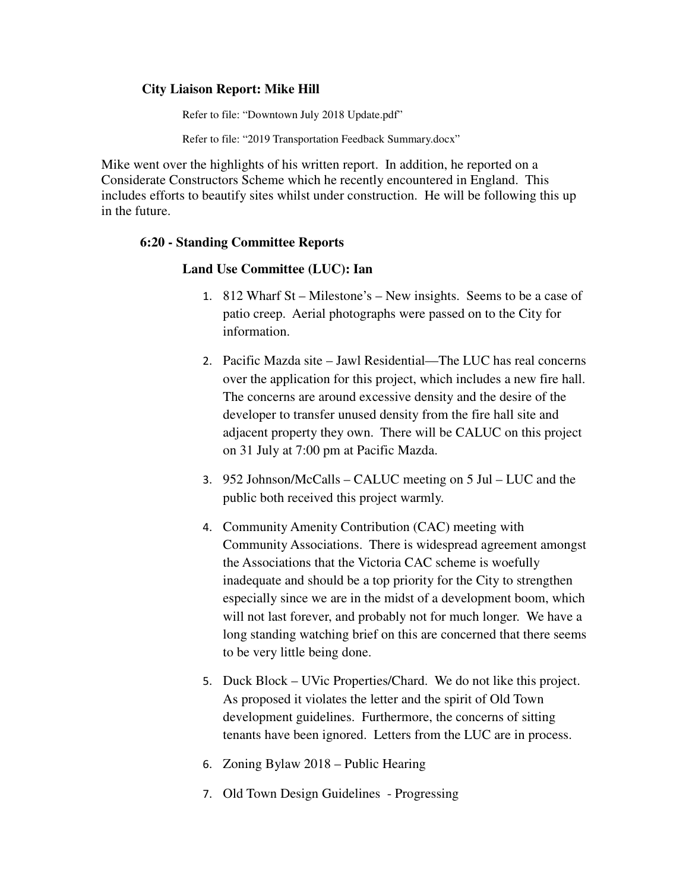### City Liaison Report: Mike Hill

Refer to file: "Downtown July 2018 Update.pdf"

Refer to file: "2019 Transportation Feedback Summary.docx"

Mike went over the highlights of his written report. In addition, he reported on a Considerate Constructors Scheme which he recently encountered in England. This includes efforts to beautify sites whilst under construction. He will be following this up in the future.

### 6:20 - Standing Committee Reports

#### Land Use Committee (LUC): Ian

1. 812 Wharf St – Milestone's – New insights. Seems to be a case of patio creep. Aerial photographs were passed on to the City for information.

2. Pacific Mazda site – Jawl Residential—The LUC has real concerns over the application for this project, which includes a new fire hall. The concerns are around excessive density and the desire of the developer to transfer unused density from the fire hall site and adjacent property they own. There will be CALUC on this project on 31 July at 7:00 pm at Pacific Mazda.

3. 952 Johnson/McCalls – CALUC meeting on 5 Jul – LUC and the public both received this project warmly.

4. Community Amenity Contribution (CAC) meeting with Community Associations. There is widespread agreement amongst the Associations that the Victoria CAC scheme is woefully inadequate and should be a top priority for the City to strengthen especially since we are in the midst of a development boom, which will not last forever, and probably not for much longer. We have a long standing watching brief on this are concerned that there seems to be very little being done.

5. Duck Block – UVic Properties/Chard. We do not like this project. As proposed it violates the letter and the spirit of Old Town development guidelines. Furthermore, the concerns of sitting tenants have been ignored. Letters from the LUC are in process.

6. Zoning Bylaw 2018 – Public Hearing

7. Old Town Design Guidelines - Progressing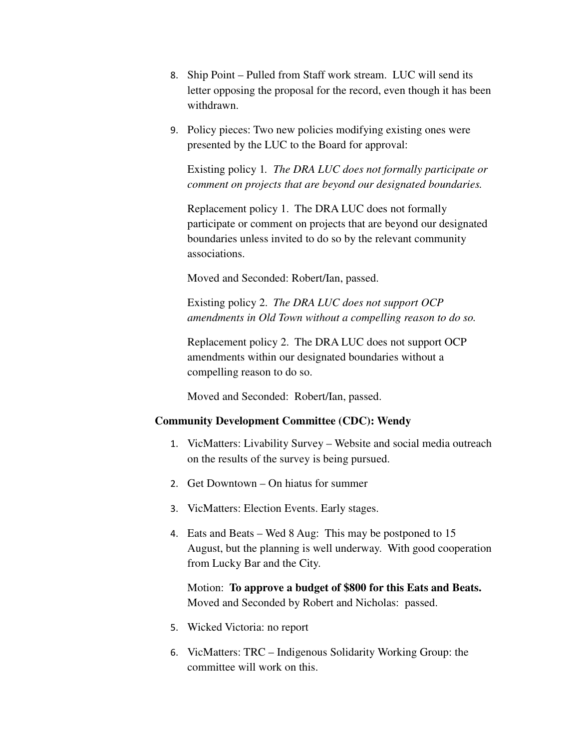8. Ship Point – Pulled from Staff work stream. LUC will send its letter opposing the proposal for the record, even though it has been withdrawn.

9. Policy pieces: Two new policies modifying existing ones were presented by the LUC to the Board for approval:

   Existing policy 1. *The DRA LUC does not formally participate or comment on projects that are beyond our designated boundaries.*

   Replacement policy 1. The DRA LUC does not formally participate or comment on projects that are beyond our designated boundaries unless invited to do so by the relevant community associations.

   Moved and Seconded: Robert/Ian, passed.

   Existing policy 2. *The DRA LUC does not support OCP amendments in Old Town without a compelling reason to do so.*

   Replacement policy 2. The DRA LUC does not support OCP amendments within our designated boundaries without a compelling reason to do so.

   Moved and Seconded: Robert/Ian, passed.

**Community Development Committee (CDC): Wendy**

1. VicMatters: Livability Survey – Website and social media outreach on the results of the survey is being pursued.

2. Get Downtown – On hiatus for summer

3. VicMatters: Election Events. Early stages.

4. Eats and Beats – Wed 8 Aug: This may be postponed to 15 August, but the planning is well underway. With good cooperation from Lucky Bar and the City.

   Motion: **To approve a budget of $800 for this Eats and Beats.** Moved and Seconded by Robert and Nicholas: passed.

5. Wicked Victoria: no report

6. VicMatters: TRC – Indigenous Solidarity Working Group: the committee will work on this.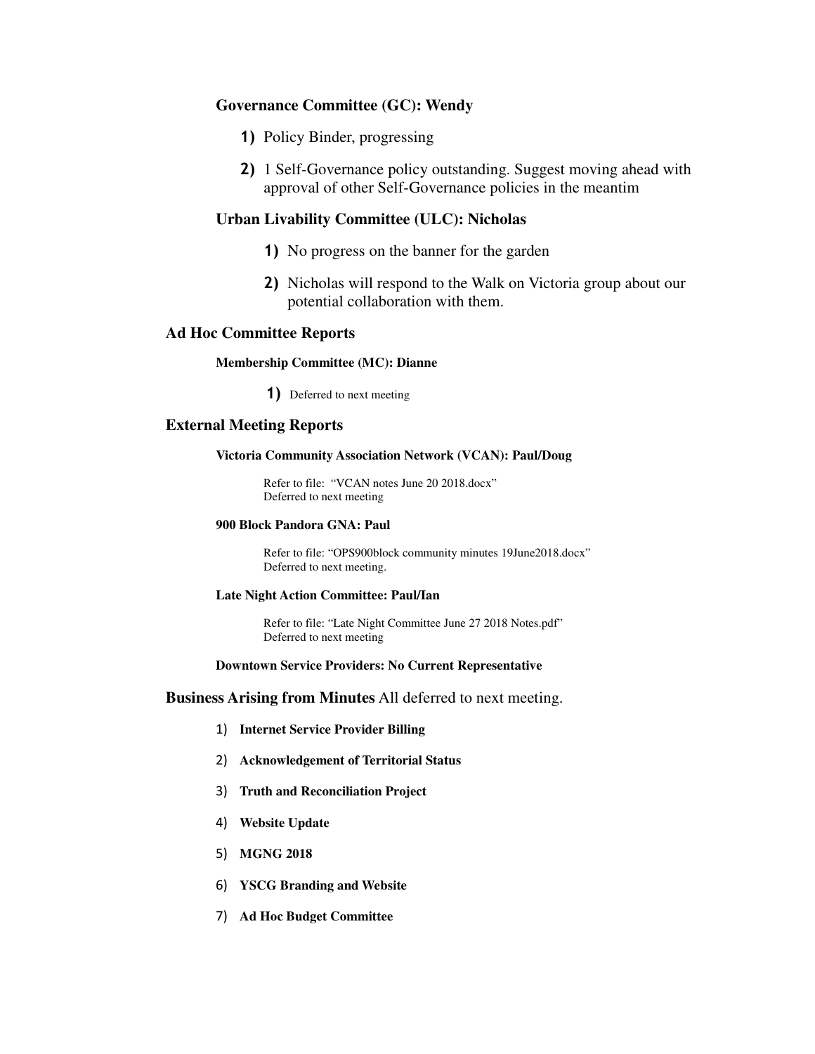### Governance Committee (GC): Wendy

1) Policy Binder, progressing
2) 1 Self-Governance policy outstanding. Suggest moving ahead with approval of other Self-Governance policies in the meantim

### Urban Livability Committee (ULC): Nicholas

1) No progress on the banner for the garden
2) Nicholas will respond to the Walk on Victoria group about our potential collaboration with them.

## Ad Hoc Committee Reports

#### Membership Committee (MC): Dianne

1) Deferred to next meeting

## External Meeting Reports

#### Victoria Community Association Network (VCAN): Paul/Doug

Refer to file: "VCAN notes June 20 2018.docx"
Deferred to next meeting

#### 900 Block Pandora GNA: Paul

Refer to file: "OPS900block community minutes 19June2018.docx"
Deferred to next meeting.

#### Late Night Action Committee: Paul/Ian

Refer to file: "Late Night Committee June 27 2018 Notes.pdf"
Deferred to next meeting

#### Downtown Service Providers: No Current Representative

**Business Arising from Minutes** All deferred to next meeting.

1) **Internet Service Provider Billing**
2) **Acknowledgement of Territorial Status**
3) **Truth and Reconciliation Project**
4) **Website Update**
5) **MGNG 2018**
6) **YSCG Branding and Website**
7) **Ad Hoc Budget Committee**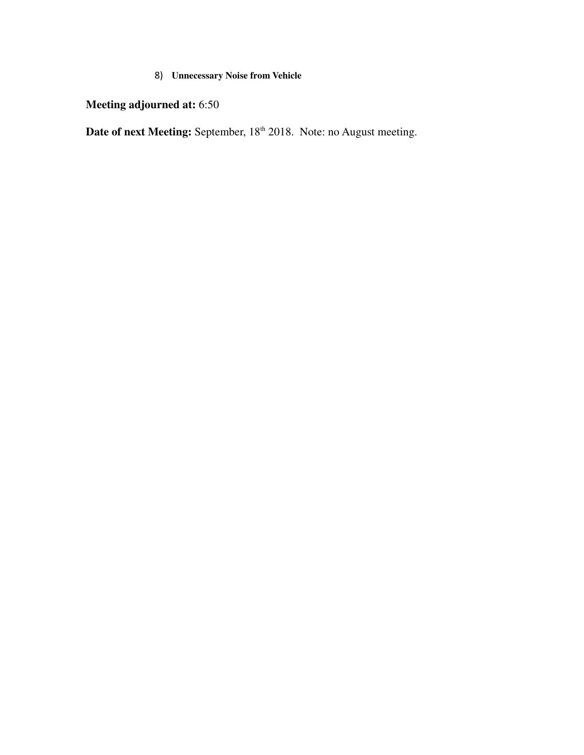8) **Unnecessary Noise from Vehicle**

**Meeting adjourned at:** 6:50

**Date of next Meeting:** September, 18th 2018. Note: no August meeting.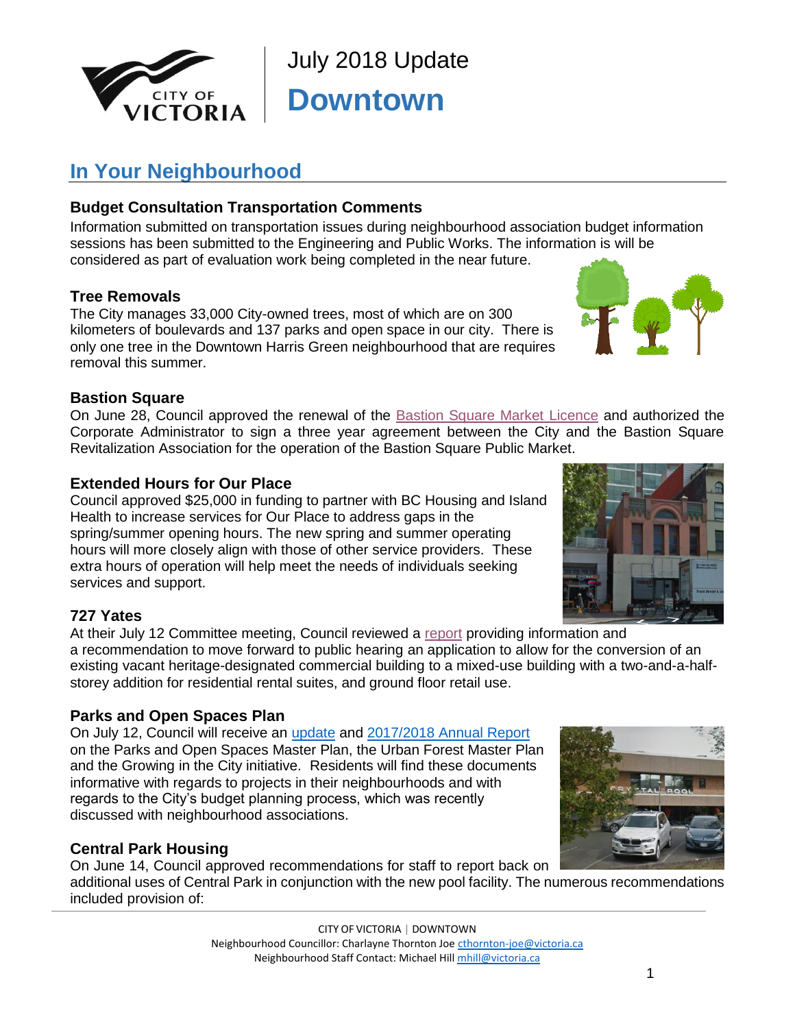July 2018 Update

# Downtown

## In Your Neighbourhood

### Budget Consultation Transportation Comments

Information submitted on transportation issues during neighbourhood association budget information sessions has been submitted to the Engineering and Public Works. The information is will be considered as part of evaluation work being completed in the near future.

### Tree Removals

The City manages 33,000 City-owned trees, most of which are on 300 kilometers of boulevards and 137 parks and open space in our city. There is only one tree in the Downtown Harris Green neighbourhood that are requires removal this summer.

### Bastion Square

On June 28, Council approved the renewal of the Bastion Square Market Licence and authorized the Corporate Administrator to sign a three year agreement between the City and the Bastion Square Revitalization Association for the operation of the Bastion Square Public Market.

### Extended Hours for Our Place

Council approved $25,000 in funding to partner with BC Housing and Island Health to increase services for Our Place to address gaps in the spring/summer opening hours. The new spring and summer operating hours will more closely align with those of other service providers. These extra hours of operation will help meet the needs of individuals seeking services and support.

### 727 Yates

At their July 12 Committee meeting, Council reviewed a report providing information and a recommendation to move forward to public hearing an application to allow for the conversion of an existing vacant heritage-designated commercial building to a mixed-use building with a two-and-a-half-storey addition for residential rental suites, and ground floor retail use.

### Parks and Open Spaces Plan

On July 12, Council will receive an update and 2017/2018 Annual Report on the Parks and Open Spaces Master Plan, the Urban Forest Master Plan and the Growing in the City initiative. Residents will find these documents informative with regards to projects in their neighbourhoods and with regards to the City's budget planning process, which was recently discussed with neighbourhood associations.

### Central Park Housing

On June 14, Council approved recommendations for staff to report back on additional uses of Central Park in conjunction with the new pool facility. The numerous recommendations included provision of:

CITY OF VICTORIA | DOWNTOWN
Neighbourhood Councillor: Charlayne Thornton Joe cthornton-joe@victoria.ca
Neighbourhood Staff Contact: Michael Hill mhill@victoria.ca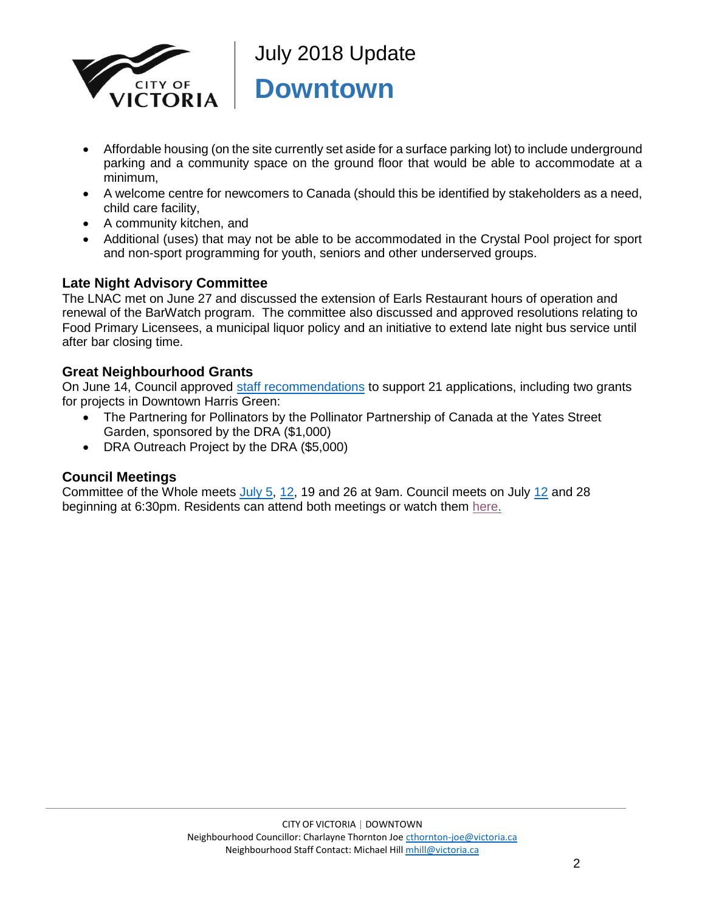- Affordable housing (on the site currently set aside for a surface parking lot) to include underground parking and a community space on the ground floor that would be able to accommodate at a minimum,
- A welcome centre for newcomers to Canada (should this be identified by stakeholders as a need, child care facility,
- A community kitchen, and
- Additional (uses) that may not be able to be accommodated in the Crystal Pool project for sport and non-sport programming for youth, seniors and other underserved groups.

### Late Night Advisory Committee

The LNAC met on June 27 and discussed the extension of Earls Restaurant hours of operation and renewal of the BarWatch program. The committee also discussed and approved resolutions relating to Food Primary Licensees, a municipal liquor policy and an initiative to extend late night bus service until after bar closing time.

### Great Neighbourhood Grants

On June 14, Council approved staff recommendations to support 21 applications, including two grants for projects in Downtown Harris Green:

- The Partnering for Pollinators by the Pollinator Partnership of Canada at the Yates Street Garden, sponsored by the DRA ($1,000)
- DRA Outreach Project by the DRA ($5,000)

### Council Meetings

Committee of the Whole meets July 5, 12, 19 and 26 at 9am. Council meets on July 12 and 28 beginning at 6:30pm. Residents can attend both meetings or watch them here.